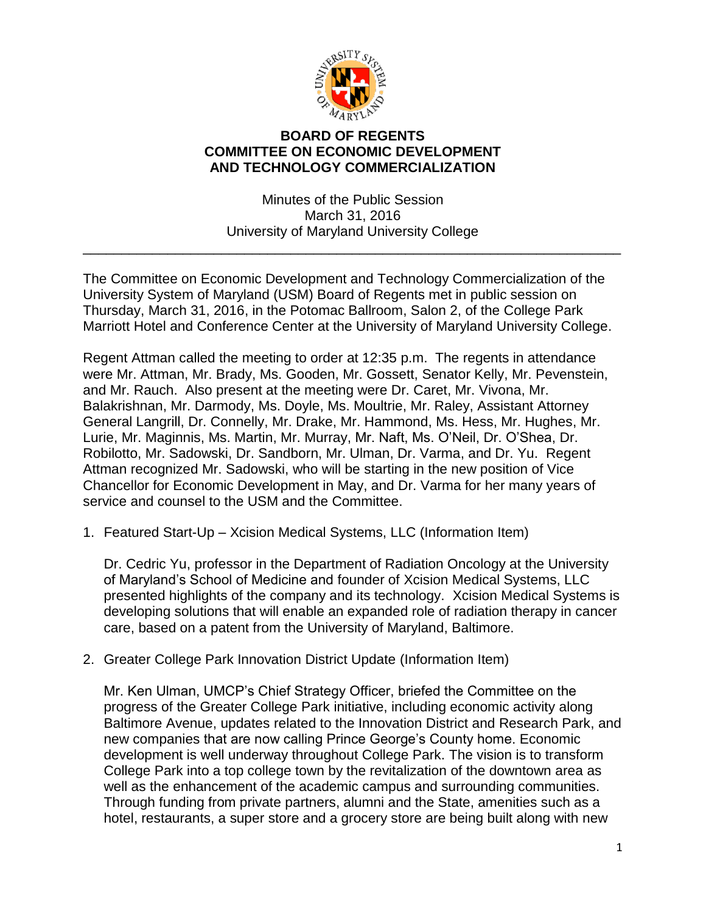**BOARD OF REGENTS**
**COMMITTEE ON ECONOMIC DEVELOPMENT AND TECHNOLOGY COMMERCIALIZATION**

Minutes of the Public Session
March 31, 2016
University of Maryland University College

---

The Committee on Economic Development and Technology Commercialization of the University System of Maryland (USM) Board of Regents met in public session on Thursday, March 31, 2016, in the Potomac Ballroom, Salon 2, of the College Park Marriott Hotel and Conference Center at the University of Maryland University College.

Regent Attman called the meeting to order at 12:35 p.m. The regents in attendance were Mr. Attman, Mr. Brady, Ms. Gooden, Mr. Gossett, Senator Kelly, Mr. Pevenstein, and Mr. Rauch. Also present at the meeting were Dr. Caret, Mr. Vivona, Mr. Balakrishnan, Mr. Darmody, Ms. Doyle, Ms. Moultrie, Mr. Raley, Assistant Attorney General Langrill, Dr. Connelly, Mr. Drake, Mr. Hammond, Ms. Hess, Mr. Hughes, Mr. Lurie, Mr. Maginnis, Ms. Martin, Mr. Murray, Mr. Naft, Ms. O'Neil, Dr. O'Shea, Dr. Robilotto, Mr. Sadowski, Dr. Sandborn, Mr. Ulman, Dr. Varma, and Dr. Yu. Regent Attman recognized Mr. Sadowski, who will be starting in the new position of Vice Chancellor for Economic Development in May, and Dr. Varma for her many years of service and counsel to the USM and the Committee.

1. Featured Start-Up – Xcision Medical Systems, LLC (Information Item)

   Dr. Cedric Yu, professor in the Department of Radiation Oncology at the University of Maryland's School of Medicine and founder of Xcision Medical Systems, LLC presented highlights of the company and its technology. Xcision Medical Systems is developing solutions that will enable an expanded role of radiation therapy in cancer care, based on a patent from the University of Maryland, Baltimore.

2. Greater College Park Innovation District Update (Information Item)

   Mr. Ken Ulman, UMCP's Chief Strategy Officer, briefed the Committee on the progress of the Greater College Park initiative, including economic activity along Baltimore Avenue, updates related to the Innovation District and Research Park, and new companies that are now calling Prince George's County home. Economic development is well underway throughout College Park. The vision is to transform College Park into a top college town by the revitalization of the downtown area as well as the enhancement of the academic campus and surrounding communities. Through funding from private partners, alumni and the State, amenities such as a hotel, restaurants, a super store and a grocery store are being built along with new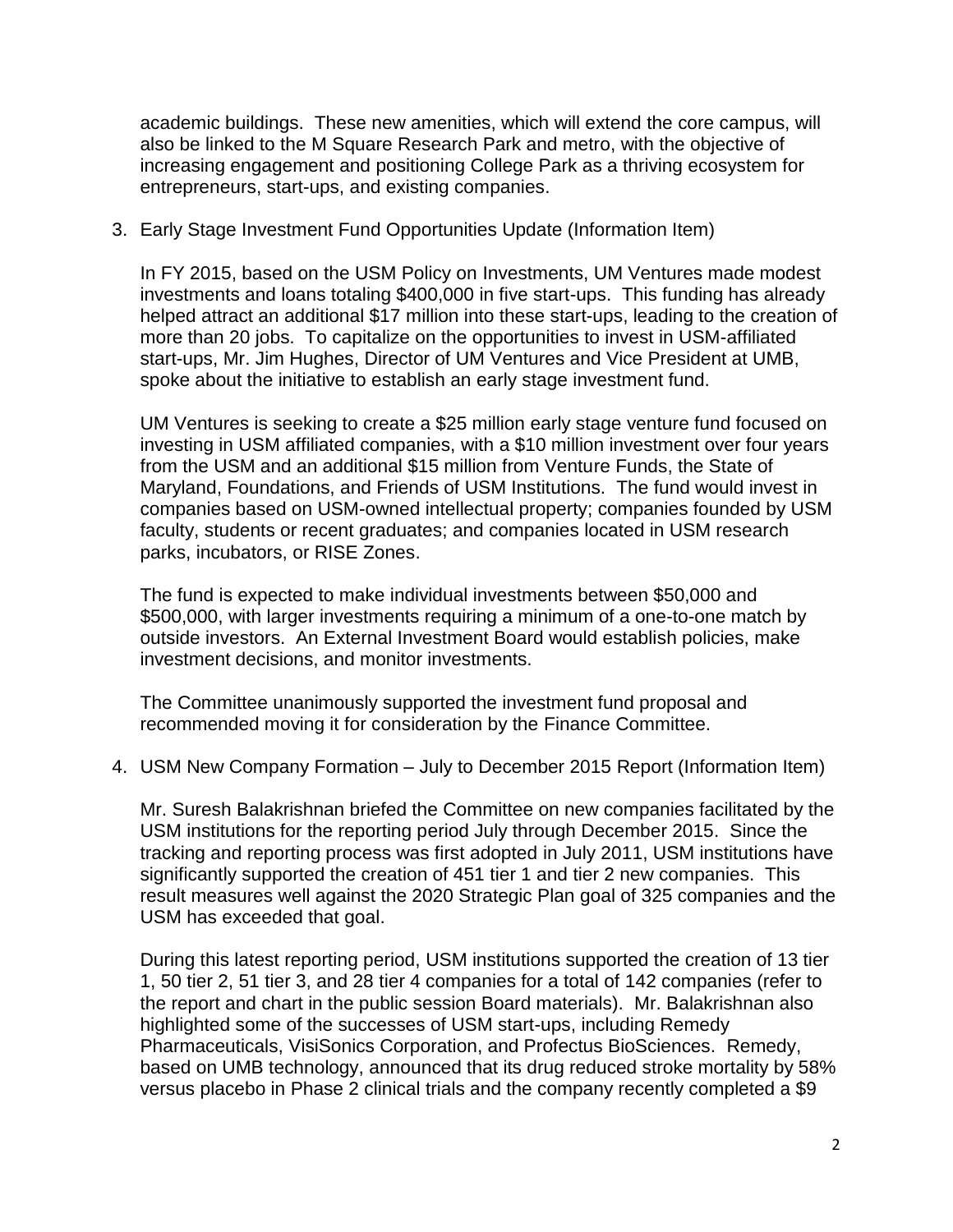academic buildings. These new amenities, which will extend the core campus, will also be linked to the M Square Research Park and metro, with the objective of increasing engagement and positioning College Park as a thriving ecosystem for entrepreneurs, start-ups, and existing companies.

3. Early Stage Investment Fund Opportunities Update (Information Item)

   In FY 2015, based on the USM Policy on Investments, UM Ventures made modest investments and loans totaling $400,000 in five start-ups. This funding has already helped attract an additional $17 million into these start-ups, leading to the creation of more than 20 jobs. To capitalize on the opportunities to invest in USM-affiliated start-ups, Mr. Jim Hughes, Director of UM Ventures and Vice President at UMB, spoke about the initiative to establish an early stage investment fund.

   UM Ventures is seeking to create a $25 million early stage venture fund focused on investing in USM affiliated companies, with a $10 million investment over four years from the USM and an additional $15 million from Venture Funds, the State of Maryland, Foundations, and Friends of USM Institutions. The fund would invest in companies based on USM-owned intellectual property; companies founded by USM faculty, students or recent graduates; and companies located in USM research parks, incubators, or RISE Zones.

   The fund is expected to make individual investments between $50,000 and $500,000, with larger investments requiring a minimum of a one-to-one match by outside investors. An External Investment Board would establish policies, make investment decisions, and monitor investments.

   The Committee unanimously supported the investment fund proposal and recommended moving it for consideration by the Finance Committee.

4. USM New Company Formation – July to December 2015 Report (Information Item)

   Mr. Suresh Balakrishnan briefed the Committee on new companies facilitated by the USM institutions for the reporting period July through December 2015. Since the tracking and reporting process was first adopted in July 2011, USM institutions have significantly supported the creation of 451 tier 1 and tier 2 new companies. This result measures well against the 2020 Strategic Plan goal of 325 companies and the USM has exceeded that goal.

   During this latest reporting period, USM institutions supported the creation of 13 tier 1, 50 tier 2, 51 tier 3, and 28 tier 4 companies for a total of 142 companies (refer to the report and chart in the public session Board materials). Mr. Balakrishnan also highlighted some of the successes of USM start-ups, including Remedy Pharmaceuticals, VisiSonics Corporation, and Profectus BioSciences. Remedy, based on UMB technology, announced that its drug reduced stroke mortality by 58% versus placebo in Phase 2 clinical trials and the company recently completed a $9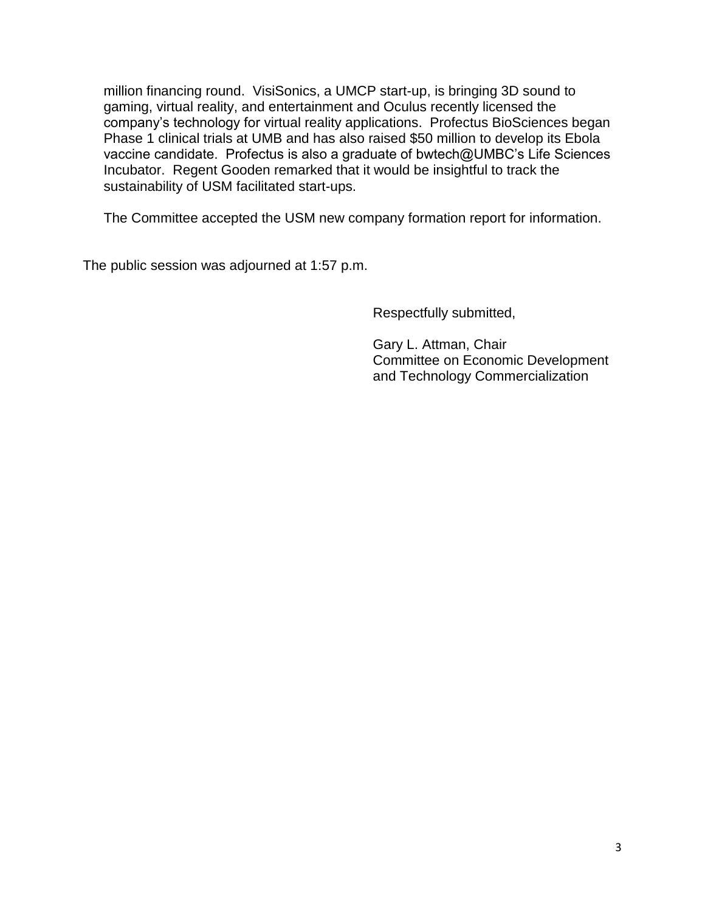million financing round. VisiSonics, a UMCP start-up, is bringing 3D sound to gaming, virtual reality, and entertainment and Oculus recently licensed the company's technology for virtual reality applications. Profectus BioSciences began Phase 1 clinical trials at UMB and has also raised $50 million to develop its Ebola vaccine candidate. Profectus is also a graduate of bwtech@UMBC's Life Sciences Incubator. Regent Gooden remarked that it would be insightful to track the sustainability of USM facilitated start-ups.

The Committee accepted the USM new company formation report for information.

The public session was adjourned at 1:57 p.m.

Respectfully submitted,

Gary L. Attman, Chair
Committee on Economic Development
and Technology Commercialization